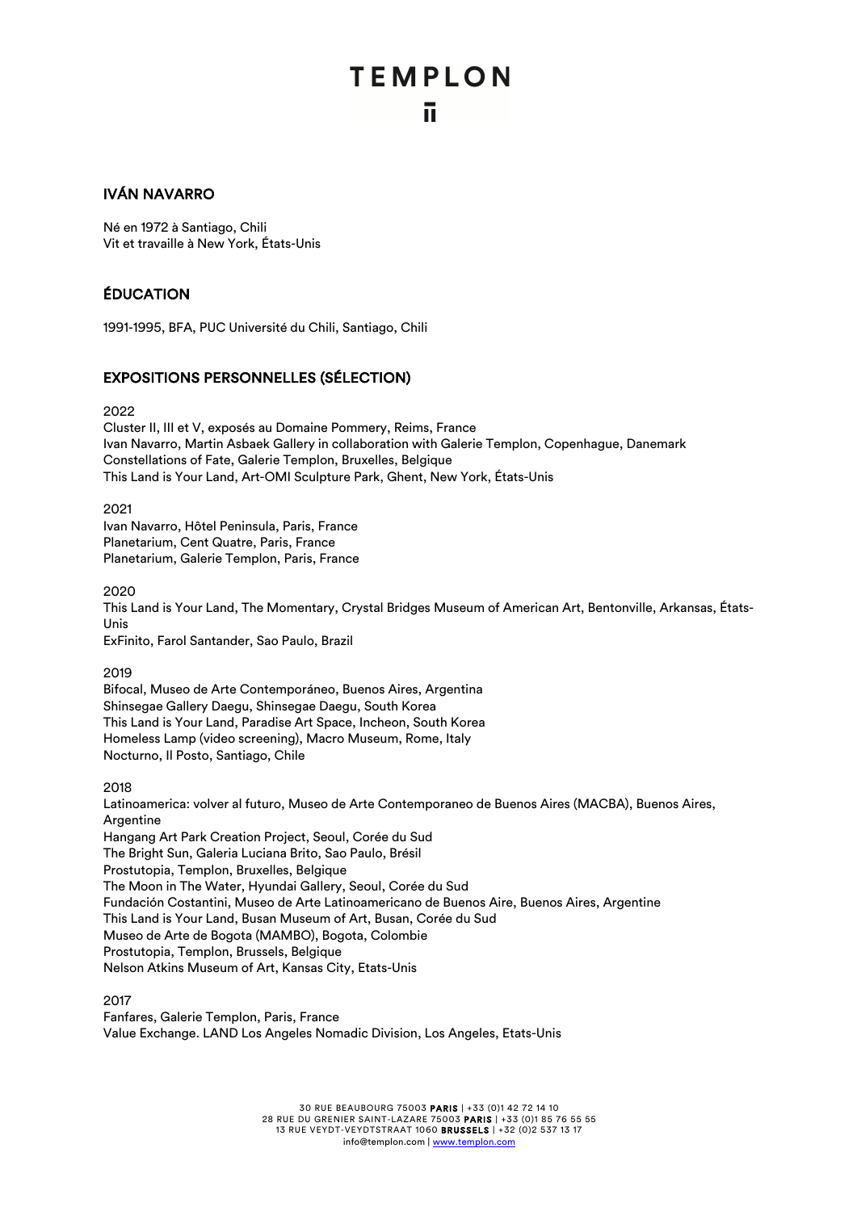# TEMPLON

## IVÁN NAVARRO

Né en 1972 à Santiago, Chili
Vit et travaille à New York, États-Unis

## ÉDUCATION

1991-1995, BFA, PUC Université du Chili, Santiago, Chili

## EXPOSITIONS PERSONNELLES (SÉLECTION)

2022
Cluster II, III et V, exposés au Domaine Pommery, Reims, France
Ivan Navarro, Martin Asbaek Gallery in collaboration with Galerie Templon, Copenhague, Danemark
Constellations of Fate, Galerie Templon, Bruxelles, Belgique
This Land is Your Land, Art-OMI Sculpture Park, Ghent, New York, États-Unis

2021
Ivan Navarro, Hôtel Peninsula, Paris, France
Planetarium, Cent Quatre, Paris, France
Planetarium, Galerie Templon, Paris, France

2020
This Land is Your Land, The Momentary, Crystal Bridges Museum of American Art, Bentonville, Arkansas, États-Unis
ExFinito, Farol Santander, Sao Paulo, Brazil

2019
Bifocal, Museo de Arte Contemporáneo, Buenos Aires, Argentina
Shinsegae Gallery Daegu, Shinsegae Daegu, South Korea
This Land is Your Land, Paradise Art Space, Incheon, South Korea
Homeless Lamp (video screening), Macro Museum, Rome, Italy
Nocturno, Il Posto, Santiago, Chile

2018
Latinoamerica: volver al futuro, Museo de Arte Contemporaneo de Buenos Aires (MACBA), Buenos Aires, Argentine
Hangang Art Park Creation Project, Seoul, Corée du Sud
The Bright Sun, Galeria Luciana Brito, Sao Paulo, Brésil
Prostutopia, Templon, Bruxelles, Belgique
The Moon in The Water, Hyundai Gallery, Seoul, Corée du Sud
Fundación Costantini, Museo de Arte Latinoamericano de Buenos Aire, Buenos Aires, Argentine
This Land is Your Land, Busan Museum of Art, Busan, Corée du Sud
Museo de Arte de Bogota (MAMBO), Bogota, Colombie
Prostutopia, Templon, Brussels, Belgique
Nelson Atkins Museum of Art, Kansas City, Etats-Unis

2017
Fanfares, Galerie Templon, Paris, France
Value Exchange. LAND Los Angeles Nomadic Division, Los Angeles, Etats-Unis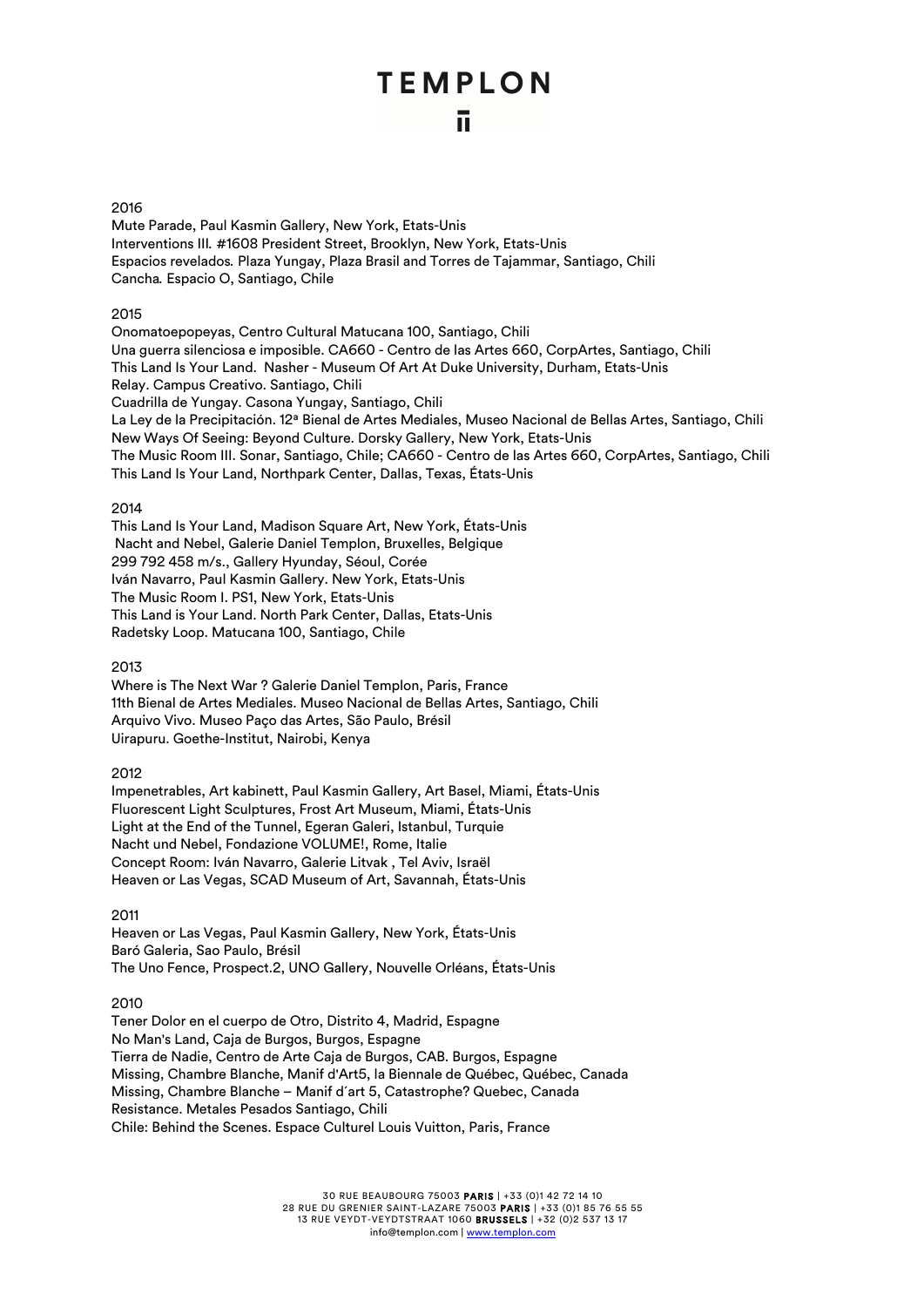2016

Mute Parade, Paul Kasmin Gallery, New York, Etats-Unis
Interventions III. #1608 President Street, Brooklyn, New York, Etats-Unis
Espacios revelados. Plaza Yungay, Plaza Brasil and Torres de Tajammar, Santiago, Chili
Cancha. Espacio O, Santiago, Chile

2015

Onomatoepopeyas, Centro Cultural Matucana 100, Santiago, Chili
Una guerra silenciosa e imposible. CA660 - Centro de las Artes 660, CorpArtes, Santiago, Chili
This Land Is Your Land. Nasher - Museum Of Art At Duke University, Durham, Etats-Unis
Relay. Campus Creativo. Santiago, Chili
Cuadrilla de Yungay. Casona Yungay, Santiago, Chili
La Ley de la Precipitación. 12ª Bienal de Artes Mediales, Museo Nacional de Bellas Artes, Santiago, Chili
New Ways Of Seeing: Beyond Culture. Dorsky Gallery, New York, Etats-Unis
The Music Room III. Sonar, Santiago, Chile; CA660 - Centro de las Artes 660, CorpArtes, Santiago, Chili
This Land Is Your Land, Northpark Center, Dallas, Texas, États-Unis

2014

This Land Is Your Land, Madison Square Art, New York, États-Unis
Nacht and Nebel, Galerie Daniel Templon, Bruxelles, Belgique
299 792 458 m/s., Gallery Hyunday, Séoul, Corée
Iván Navarro, Paul Kasmin Gallery. New York, Etats-Unis
The Music Room I. PS1, New York, Etats-Unis
This Land is Your Land. North Park Center, Dallas, Etats-Unis
Radetsky Loop. Matucana 100, Santiago, Chile

2013

Where is The Next War ? Galerie Daniel Templon, Paris, France
11th Bienal de Artes Mediales. Museo Nacional de Bellas Artes, Santiago, Chili
Arquivo Vivo. Museo Paço das Artes, São Paulo, Brésil
Uirapuru. Goethe-Institut, Nairobi, Kenya

2012

Impenetrables, Art kabinett, Paul Kasmin Gallery, Art Basel, Miami, États-Unis
Fluorescent Light Sculptures, Frost Art Museum, Miami, États-Unis
Light at the End of the Tunnel, Egeran Galeri, Istanbul, Turquie
Nacht und Nebel, Fondazione VOLUME!, Rome, Italie
Concept Room: Iván Navarro, Galerie Litvak , Tel Aviv, Israël
Heaven or Las Vegas, SCAD Museum of Art, Savannah, États-Unis

2011

Heaven or Las Vegas, Paul Kasmin Gallery, New York, États-Unis
Baró Galeria, Sao Paulo, Brésil
The Uno Fence, Prospect.2, UNO Gallery, Nouvelle Orléans, États-Unis

2010

Tener Dolor en el cuerpo de Otro, Distrito 4, Madrid, Espagne
No Man's Land, Caja de Burgos, Burgos, Espagne
Tierra de Nadie, Centro de Arte Caja de Burgos, CAB. Burgos, Espagne
Missing, Chambre Blanche, Manif d'Art5, la Biennale de Québec, Québec, Canada
Missing, Chambre Blanche – Manif d´art 5, Catastrophe? Quebec, Canada
Resistance. Metales Pesados Santiago, Chili
Chile: Behind the Scenes. Espace Culturel Louis Vuitton, Paris, France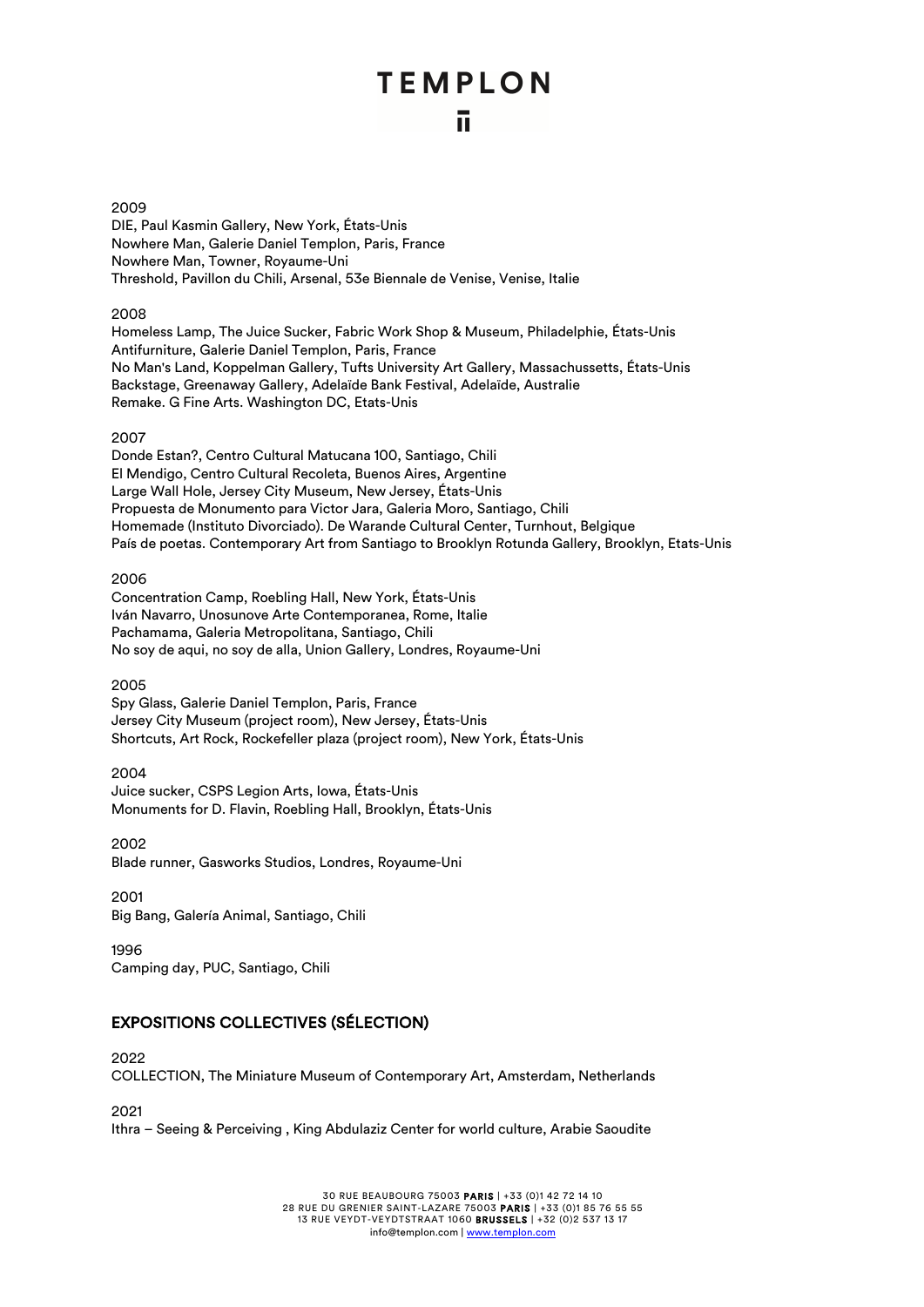2009

DIE, Paul Kasmin Gallery, New York, États-Unis
Nowhere Man, Galerie Daniel Templon, Paris, France
Nowhere Man, Towner, Royaume-Uni
Threshold, Pavillon du Chili, Arsenal, 53e Biennale de Venise, Venise, Italie

2008

Homeless Lamp, The Juice Sucker, Fabric Work Shop & Museum, Philadelphie, États-Unis
Antifurniture, Galerie Daniel Templon, Paris, France
No Man's Land, Koppelman Gallery, Tufts University Art Gallery, Massachussetts, États-Unis
Backstage, Greenaway Gallery, Adelaïde Bank Festival, Adelaïde, Australie
Remake. G Fine Arts. Washington DC, Etats-Unis

2007

Donde Estan?, Centro Cultural Matucana 100, Santiago, Chili
El Mendigo, Centro Cultural Recoleta, Buenos Aires, Argentine
Large Wall Hole, Jersey City Museum, New Jersey, États-Unis
Propuesta de Monumento para Victor Jara, Galeria Moro, Santiago, Chili
Homemade (Instituto Divorciado). De Warande Cultural Center, Turnhout, Belgique
País de poetas. Contemporary Art from Santiago to Brooklyn Rotunda Gallery, Brooklyn, Etats-Unis

2006

Concentration Camp, Roebling Hall, New York, États-Unis
Iván Navarro, Unosunove Arte Contemporanea, Rome, Italie
Pachamama, Galeria Metropolitana, Santiago, Chili
No soy de aqui, no soy de alla, Union Gallery, Londres, Royaume-Uni

2005

Spy Glass, Galerie Daniel Templon, Paris, France
Jersey City Museum (project room), New Jersey, États-Unis
Shortcuts, Art Rock, Rockefeller plaza (project room), New York, États-Unis

2004

Juice sucker, CSPS Legion Arts, Iowa, États-Unis
Monuments for D. Flavin, Roebling Hall, Brooklyn, États-Unis

2002

Blade runner, Gasworks Studios, Londres, Royaume-Uni

2001

Big Bang, Galería Animal, Santiago, Chili

1996

Camping day, PUC, Santiago, Chili

## EXPOSITIONS COLLECTIVES (SÉLECTION)

2022

COLLECTION, The Miniature Museum of Contemporary Art, Amsterdam, Netherlands

2021

Ithra – Seeing & Perceiving , King Abdulaziz Center for world culture, Arabie Saoudite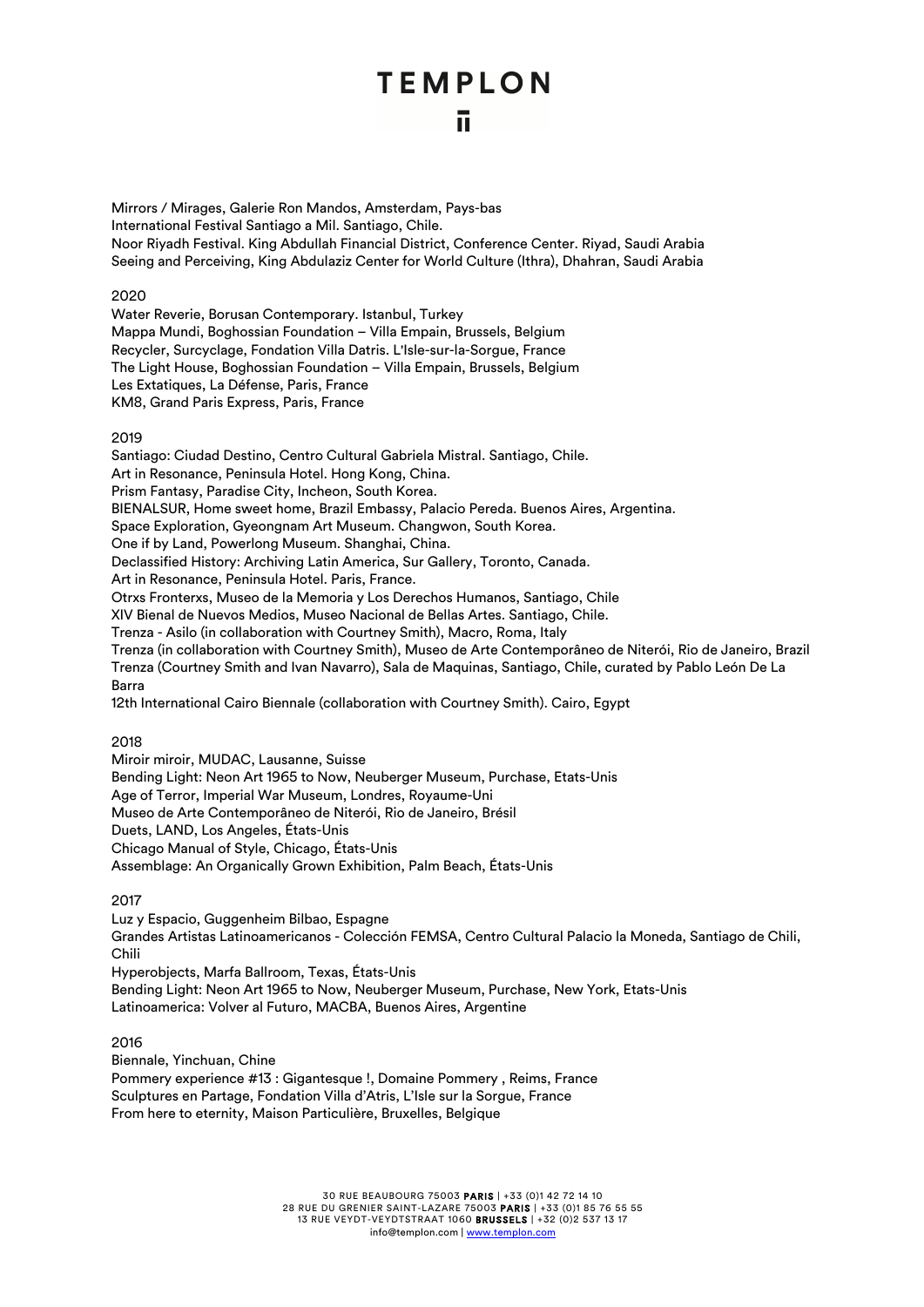Mirrors / Mirages, Galerie Ron Mandos, Amsterdam, Pays-bas
International Festival Santiago a Mil. Santiago, Chile.
Noor Riyadh Festival. King Abdullah Financial District, Conference Center. Riyad, Saudi Arabia
Seeing and Perceiving, King Abdulaziz Center for World Culture (Ithra), Dhahran, Saudi Arabia

2020

Water Reverie, Borusan Contemporary. Istanbul, Turkey
Mappa Mundi, Boghossian Foundation – Villa Empain, Brussels, Belgium
Recycler, Surcyclage, Fondation Villa Datris. L'Isle-sur-la-Sorgue, France
The Light House, Boghossian Foundation – Villa Empain, Brussels, Belgium
Les Extatiques, La Défense, Paris, France
KM8, Grand Paris Express, Paris, France

2019

Santiago: Ciudad Destino, Centro Cultural Gabriela Mistral. Santiago, Chile.
Art in Resonance, Peninsula Hotel. Hong Kong, China.
Prism Fantasy, Paradise City, Incheon, South Korea.
BIENALSUR, Home sweet home, Brazil Embassy, Palacio Pereda. Buenos Aires, Argentina.
Space Exploration, Gyeongnam Art Museum. Changwon, South Korea.
One if by Land, Powerlong Museum. Shanghai, China.
Declassified History: Archiving Latin America, Sur Gallery, Toronto, Canada.
Art in Resonance, Peninsula Hotel. Paris, France.
Otrxs Fronterxs, Museo de la Memoria y Los Derechos Humanos, Santiago, Chile
XIV Bienal de Nuevos Medios, Museo Nacional de Bellas Artes. Santiago, Chile.
Trenza - Asilo (in collaboration with Courtney Smith), Macro, Roma, Italy
Trenza (in collaboration with Courtney Smith), Museo de Arte Contemporâneo de Niterói, Rio de Janeiro, Brazil
Trenza (Courtney Smith and Ivan Navarro), Sala de Maquinas, Santiago, Chile, curated by Pablo León De La Barra
12th International Cairo Biennale (collaboration with Courtney Smith). Cairo, Egypt

2018

Miroir miroir, MUDAC, Lausanne, Suisse
Bending Light: Neon Art 1965 to Now, Neuberger Museum, Purchase, Etats-Unis
Age of Terror, Imperial War Museum, Londres, Royaume-Uni
Museo de Arte Contemporâneo de Niterói, Rio de Janeiro, Brésil
Duets, LAND, Los Angeles, États-Unis
Chicago Manual of Style, Chicago, États-Unis
Assemblage: An Organically Grown Exhibition, Palm Beach, États-Unis

2017

Luz y Espacio, Guggenheim Bilbao, Espagne
Grandes Artistas Latinoamericanos - Colección FEMSA, Centro Cultural Palacio la Moneda, Santiago de Chili, Chili
Hyperobjects, Marfa Ballroom, Texas, États-Unis
Bending Light: Neon Art 1965 to Now, Neuberger Museum, Purchase, New York, Etats-Unis
Latinoamerica: Volver al Futuro, MACBA, Buenos Aires, Argentine

2016

Biennale, Yinchuan, Chine
Pommery experience #13 : Gigantesque !, Domaine Pommery , Reims, France
Sculptures en Partage, Fondation Villa d'Atris, L'Isle sur la Sorgue, France
From here to eternity, Maison Particulière, Bruxelles, Belgique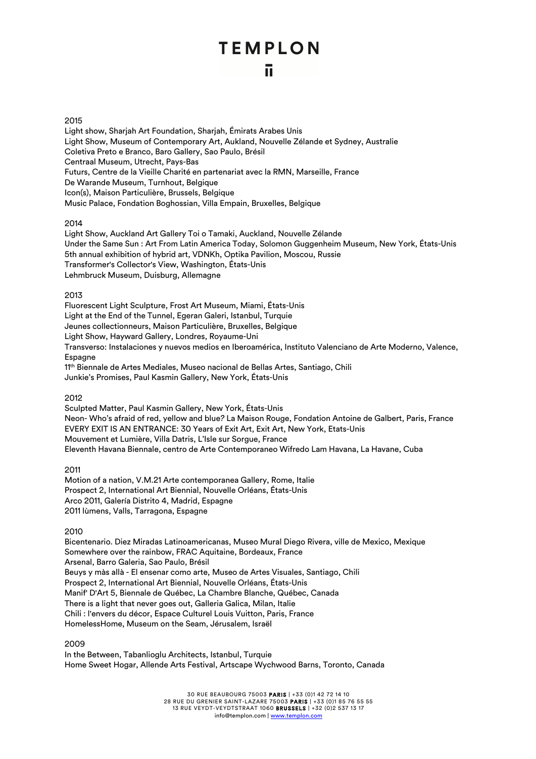2015

Light show, Sharjah Art Foundation, Sharjah, Émirats Arabes Unis
Light Show, Museum of Contemporary Art, Aukland, Nouvelle Zélande et Sydney, Australie
Coletiva Preto e Branco, Baro Gallery, Sao Paulo, Brésil
Centraal Museum, Utrecht, Pays-Bas
Futurs, Centre de la Vieille Charité en partenariat avec la RMN, Marseille, France
De Warande Museum, Turnhout, Belgique
Icon(s), Maison Particulière, Brussels, Belgique
Music Palace, Fondation Boghossian, Villa Empain, Bruxelles, Belgique

2014

Light Show, Auckland Art Gallery Toi o Tamaki, Auckland, Nouvelle Zélande
Under the Same Sun : Art From Latin America Today, Solomon Guggenheim Museum, New York, États-Unis
5th annual exhibition of hybrid art, VDNKh, Optika Pavilion, Moscou, Russie
Transformer's Collector's View, Washington, États-Unis
Lehmbruck Museum, Duisburg, Allemagne

2013

Fluorescent Light Sculpture, Frost Art Museum, Miami, États-Unis
Light at the End of the Tunnel, Egeran Galeri, Istanbul, Turquie
Jeunes collectionneurs, Maison Particulière, Bruxelles, Belgique
Light Show, Hayward Gallery, Londres, Royaume-Uni
Transverso: Instalaciones y nuevos medios en Iberoamérica, Instituto Valenciano de Arte Moderno, Valence, Espagne
11th Biennale de Artes Mediales, Museo nacional de Bellas Artes, Santiago, Chili
Junkie's Promises, Paul Kasmin Gallery, New York, États-Unis

2012

Sculpted Matter, Paul Kasmin Gallery, New York, États-Unis
Neon- Who's afraid of red, yellow and blue? La Maison Rouge, Fondation Antoine de Galbert, Paris, France
EVERY EXIT IS AN ENTRANCE: 30 Years of Exit Art, Exit Art, New York, Etats-Unis
Mouvement et Lumière, Villa Datris, L'Isle sur Sorgue, France
Eleventh Havana Biennale, centro de Arte Contemporaneo Wifredo Lam Havana, La Havane, Cuba

2011

Motion of a nation, V.M.21 Arte contemporanea Gallery, Rome, Italie
Prospect 2, International Art Biennial, Nouvelle Orléans, États-Unis
Arco 2011, Galería Distrito 4, Madrid, Espagne
2011 lùmens, Valls, Tarragona, Espagne

2010

Bicentenario. Diez Miradas Latinoamericanas, Museo Mural Diego Rivera, ville de Mexico, Mexique
Somewhere over the rainbow, FRAC Aquitaine, Bordeaux, France
Arsenal, Barro Galeria, Sao Paulo, Brésil
Beuys y màs allà - El ensenar como arte, Museo de Artes Visuales, Santiago, Chili
Prospect 2, International Art Biennial, Nouvelle Orléans, États-Unis
Manif' D'Art 5, Biennale de Québec, La Chambre Blanche, Québec, Canada
There is a light that never goes out, Galleria Galica, Milan, Italie
Chili : l'envers du décor, Espace Culturel Louis Vuitton, Paris, France
HomelessHome, Museum on the Seam, Jérusalem, Israël

2009

In the Between, Tabanlioglu Architects, Istanbul, Turquie
Home Sweet Hogar, Allende Arts Festival, Artscape Wychwood Barns, Toronto, Canada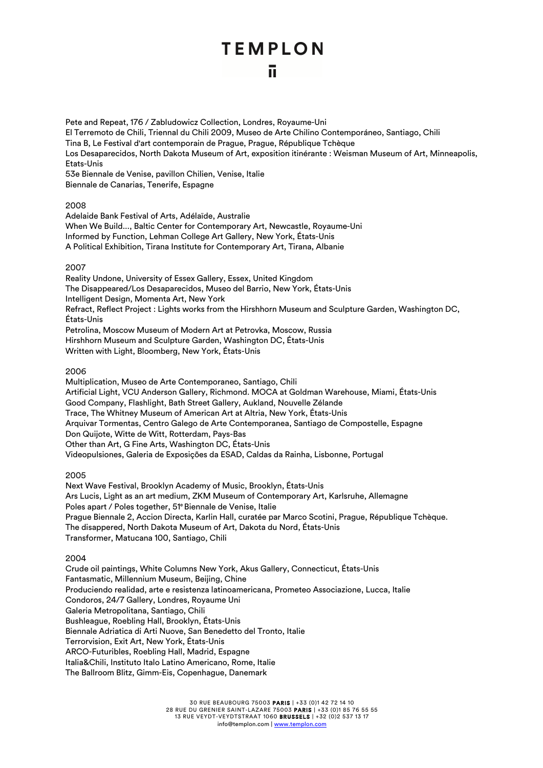Pete and Repeat, 176 / Zabludowicz Collection, Londres, Royaume-Uni
El Terremoto de Chili, Triennal du Chili 2009, Museo de Arte Chilino Contemporáneo, Santiago, Chili
Tina B, Le Festival d'art contemporain de Prague, Prague, République Tchèque
Los Desaparecidos, North Dakota Museum of Art, exposition itinérante : Weisman Museum of Art, Minneapolis, Etats-Unis
53e Biennale de Venise, pavillon Chilien, Venise, Italie
Biennale de Canarias, Tenerife, Espagne

2008
Adelaide Bank Festival of Arts, Adélaïde, Australie
When We Build…, Baltic Center for Contemporary Art, Newcastle, Royaume-Uni
Informed by Function, Lehman College Art Gallery, New York, États-Unis
A Political Exhibition, Tirana Institute for Contemporary Art, Tirana, Albanie

2007
Reality Undone, University of Essex Gallery, Essex, United Kingdom
The Disappeared/Los Desaparecidos, Museo del Barrio, New York, États-Unis
Intelligent Design, Momenta Art, New York
Refract, Reflect Project : Lights works from the Hirshhorn Museum and Sculpture Garden, Washington DC, États-Unis
Petrolina, Moscow Museum of Modern Art at Petrovka, Moscow, Russia
Hirshhorn Museum and Sculpture Garden, Washington DC, États-Unis
Written with Light, Bloomberg, New York, États-Unis

2006
Multiplication, Museo de Arte Contemporaneo, Santiago, Chili
Artificial Light, VCU Anderson Gallery, Richmond. MOCA at Goldman Warehouse, Miami, États-Unis
Good Company, Flashlight, Bath Street Gallery, Aukland, Nouvelle Zélande
Trace, The Whitney Museum of American Art at Altria, New York, États-Unis
Arquivar Tormentas, Centro Galego de Arte Contemporanea, Santiago de Compostelle, Espagne
Don Quijote, Witte de Witt, Rotterdam, Pays-Bas
Other than Art, G Fine Arts, Washington DC, États-Unis
Videopulsiones, Galeria de Exposições da ESAD, Caldas da Rainha, Lisbonne, Portugal

2005
Next Wave Festival, Brooklyn Academy of Music, Brooklyn, États-Unis
Ars Lucis, Light as an art medium, ZKM Museum of Contemporary Art, Karlsruhe, Allemagne
Poles apart / Poles together, 51e Biennale de Venise, Italie
Prague Biennale 2, Accion Directa, Karlin Hall, curatée par Marco Scotini, Prague, République Tchèque.
The disappered, North Dakota Museum of Art, Dakota du Nord, États-Unis
Transformer, Matucana 100, Santiago, Chili

2004
Crude oil paintings, White Columns New York, Akus Gallery, Connecticut, États-Unis
Fantasmatic, Millennium Museum, Beijing, Chine
Produciendo realidad, arte e resistenza latinoamericana, Prometeo Associazione, Lucca, Italie
Condoros, 24/7 Gallery, Londres, Royaume Uni
Galeria Metropolitana, Santiago, Chili
Bushleague, Roebling Hall, Brooklyn, États-Unis
Biennale Adriatica di Arti Nuove, San Benedetto del Tronto, Italie
Terrorvision, Exit Art, New York, États-Unis
ARCO-Futuribles, Roebling Hall, Madrid, Espagne
Italia&Chili, Instituto Italo Latino Americano, Rome, Italie
The Ballroom Blitz, Gimm-Eis, Copenhague, Danemark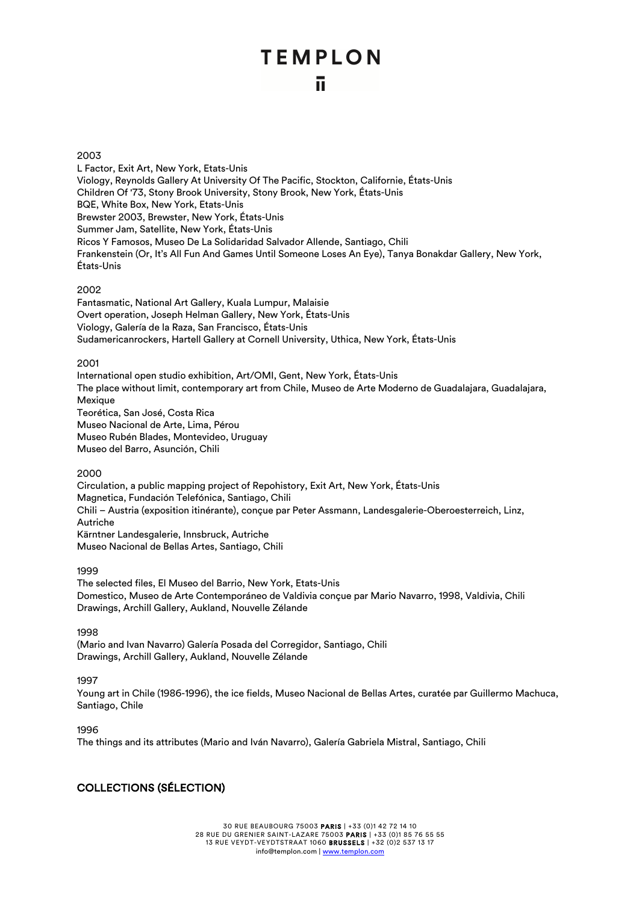2003

L Factor, Exit Art, New York, Etats-Unis
Viology, Reynolds Gallery At University Of The Pacific, Stockton, Californie, États-Unis
Children Of '73, Stony Brook University, Stony Brook, New York, États-Unis
BQE, White Box, New York, Etats-Unis
Brewster 2003, Brewster, New York, États-Unis
Summer Jam, Satellite, New York, États-Unis
Ricos Y Famosos, Museo De La Solidaridad Salvador Allende, Santiago, Chili
Frankenstein (Or, It's All Fun And Games Until Someone Loses An Eye), Tanya Bonakdar Gallery, New York, États-Unis

2002

Fantasmatic, National Art Gallery, Kuala Lumpur, Malaisie
Overt operation, Joseph Helman Gallery, New York, États-Unis
Viology, Galería de la Raza, San Francisco, États-Unis
Sudamericanrockers, Hartell Gallery at Cornell University, Uthica, New York, États-Unis

2001

International open studio exhibition, Art/OMI, Gent, New York, États-Unis
The place without limit, contemporary art from Chile, Museo de Arte Moderno de Guadalajara, Guadalajara, Mexique
Teorética, San José, Costa Rica
Museo Nacional de Arte, Lima, Pérou
Museo Rubén Blades, Montevideo, Uruguay
Museo del Barro, Asunción, Chili

2000

Circulation, a public mapping project of Repohistory, Exit Art, New York, États-Unis
Magnetica, Fundación Telefónica, Santiago, Chili
Chili – Austria (exposition itinérante), conçue par Peter Assmann, Landesgalerie-Oberoesterreich, Linz, Autriche
Kärntner Landesgalerie, Innsbruck, Autriche
Museo Nacional de Bellas Artes, Santiago, Chili

1999

The selected files, El Museo del Barrio, New York, Etats-Unis
Domestico, Museo de Arte Contemporáneo de Valdivia conçue par Mario Navarro, 1998, Valdivia, Chili
Drawings, Archill Gallery, Aukland, Nouvelle Zélande

1998

(Mario and Ivan Navarro) Galería Posada del Corregidor, Santiago, Chili
Drawings, Archill Gallery, Aukland, Nouvelle Zélande

1997

Young art in Chile (1986-1996), the ice fields, Museo Nacional de Bellas Artes, curatée par Guillermo Machuca, Santiago, Chile

1996

The things and its attributes (Mario and Iván Navarro), Galería Gabriela Mistral, Santiago, Chili

## COLLECTIONS (SÉLECTION)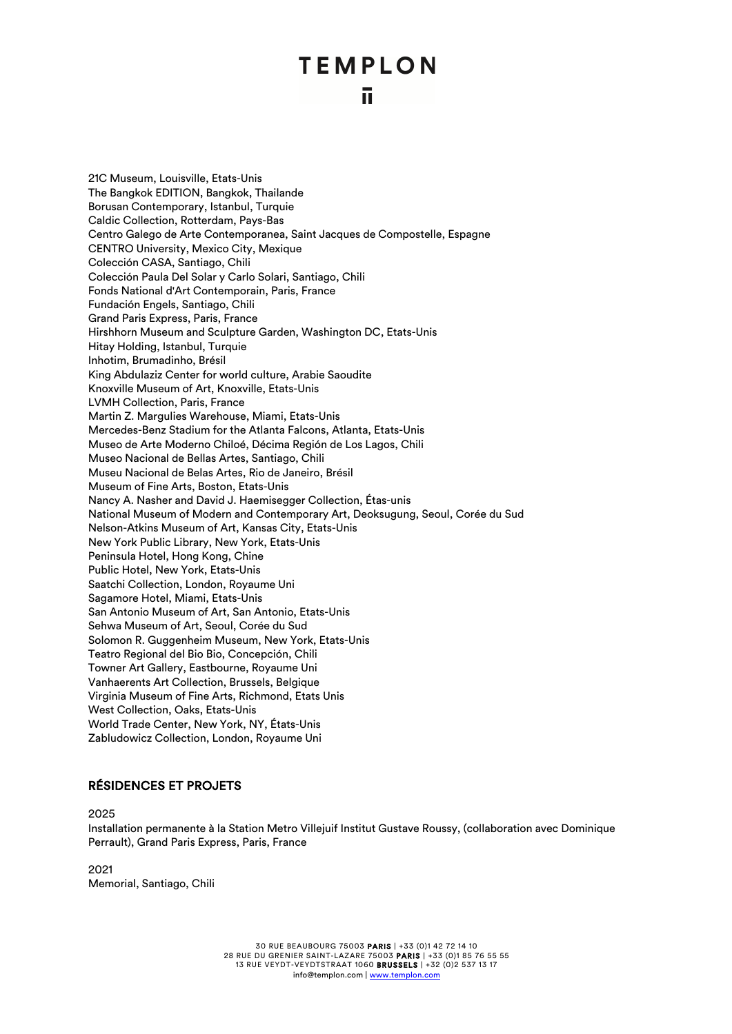21C Museum, Louisville, Etats-Unis
The Bangkok EDITION, Bangkok, Thailande
Borusan Contemporary, Istanbul, Turquie
Caldic Collection, Rotterdam, Pays-Bas
Centro Galego de Arte Contemporanea, Saint Jacques de Compostelle, Espagne
CENTRO University, Mexico City, Mexique
Colección CASA, Santiago, Chili
Colección Paula Del Solar y Carlo Solari, Santiago, Chili
Fonds National d'Art Contemporain, Paris, France
Fundación Engels, Santiago, Chili
Grand Paris Express, Paris, France
Hirshhorn Museum and Sculpture Garden, Washington DC, Etats-Unis
Hitay Holding, Istanbul, Turquie
Inhotim, Brumadinho, Brésil
King Abdulaziz Center for world culture, Arabie Saoudite
Knoxville Museum of Art, Knoxville, Etats-Unis
LVMH Collection, Paris, France
Martin Z. Margulies Warehouse, Miami, Etats-Unis
Mercedes-Benz Stadium for the Atlanta Falcons, Atlanta, Etats-Unis
Museo de Arte Moderno Chiloé, Décima Región de Los Lagos, Chili
Museo Nacional de Bellas Artes, Santiago, Chili
Museu Nacional de Belas Artes, Rio de Janeiro, Brésil
Museum of Fine Arts, Boston, Etats-Unis
Nancy A. Nasher and David J. Haemisegger Collection, Étas-unis
National Museum of Modern and Contemporary Art, Deoksugung, Seoul, Corée du Sud
Nelson-Atkins Museum of Art, Kansas City, Etats-Unis
New York Public Library, New York, Etats-Unis
Peninsula Hotel, Hong Kong, Chine
Public Hotel, New York, Etats-Unis
Saatchi Collection, London, Royaume Uni
Sagamore Hotel, Miami, Etats-Unis
San Antonio Museum of Art, San Antonio, Etats-Unis
Sehwa Museum of Art, Seoul, Corée du Sud
Solomon R. Guggenheim Museum, New York, Etats-Unis
Teatro Regional del Bio Bio, Concepción, Chili
Towner Art Gallery, Eastbourne, Royaume Uni
Vanhaerents Art Collection, Brussels, Belgique
Virginia Museum of Fine Arts, Richmond, Etats Unis
West Collection, Oaks, Etats-Unis
World Trade Center, New York, NY, États-Unis
Zabludowicz Collection, London, Royaume Uni

## RÉSIDENCES ET PROJETS

2025
Installation permanente à la Station Metro Villejuif Institut Gustave Roussy, (collaboration avec Dominique Perrault), Grand Paris Express, Paris, France

2021
Memorial, Santiago, Chili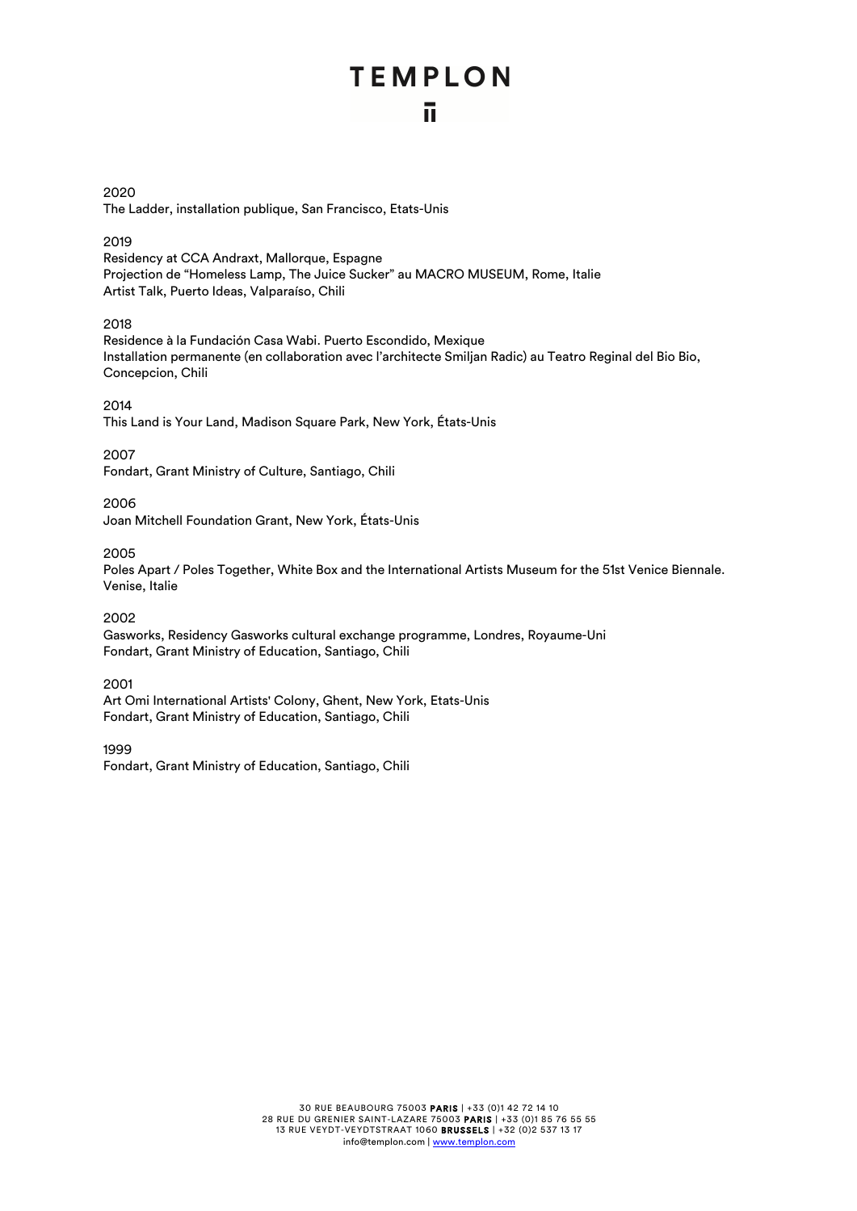2020
The Ladder, installation publique, San Francisco, Etats-Unis

2019
Residency at CCA Andraxt, Mallorque, Espagne
Projection de "Homeless Lamp, The Juice Sucker" au MACRO MUSEUM, Rome, Italie
Artist Talk, Puerto Ideas, Valparaíso, Chili

2018
Residence à la Fundación Casa Wabi. Puerto Escondido, Mexique
Installation permanente (en collaboration avec l'architecte Smiljan Radic) au Teatro Reginal del Bio Bio, Concepcion, Chili

2014
This Land is Your Land, Madison Square Park, New York, États-Unis

2007
Fondart, Grant Ministry of Culture, Santiago, Chili

2006
Joan Mitchell Foundation Grant, New York, États-Unis

2005
Poles Apart / Poles Together, White Box and the International Artists Museum for the 51st Venice Biennale. Venise, Italie

2002
Gasworks, Residency Gasworks cultural exchange programme, Londres, Royaume-Uni
Fondart, Grant Ministry of Education, Santiago, Chili

2001
Art Omi International Artists' Colony, Ghent, New York, Etats-Unis
Fondart, Grant Ministry of Education, Santiago, Chili

1999
Fondart, Grant Ministry of Education, Santiago, Chili